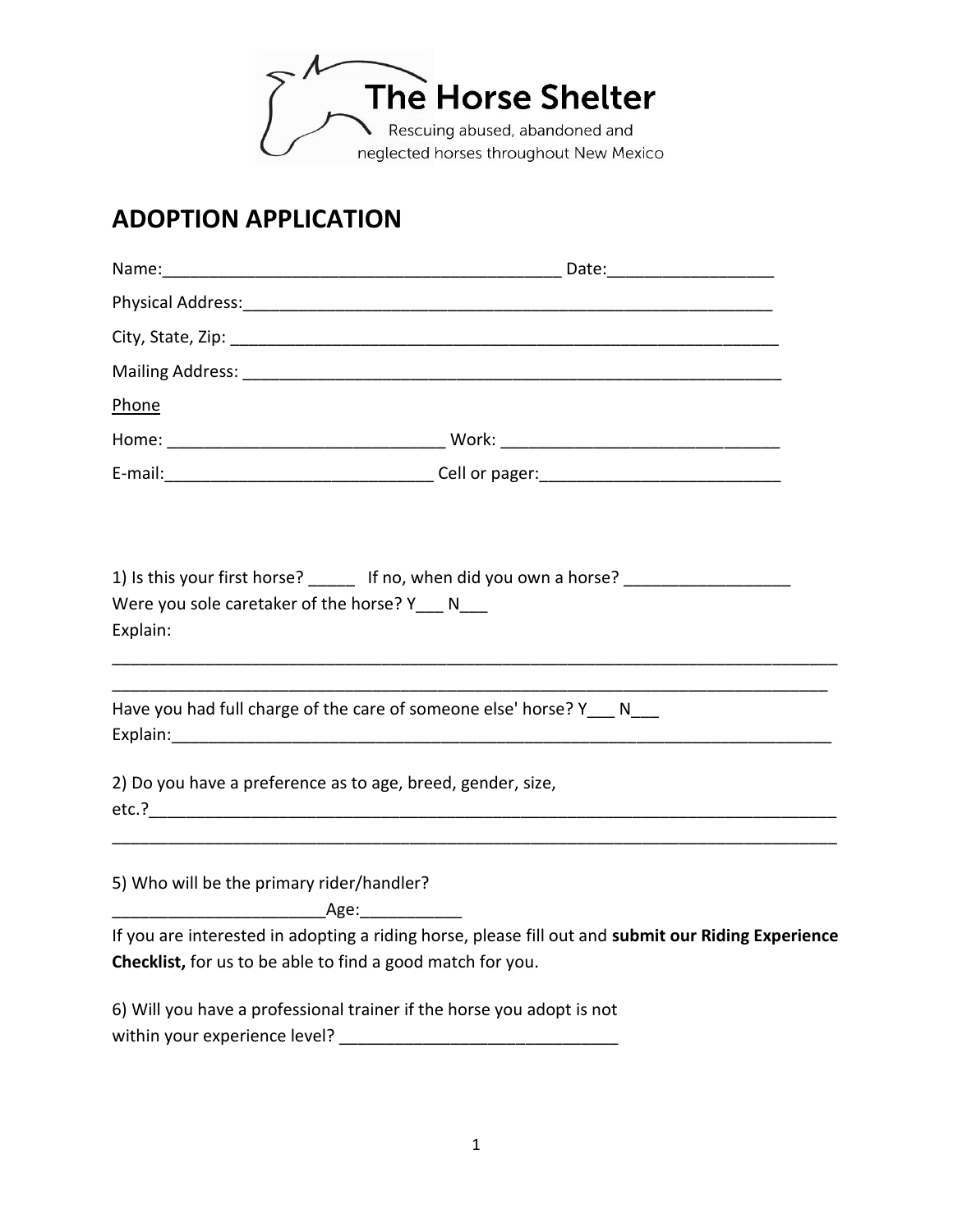The Horse Shelter

Rescuing abused, abandoned and neglected horses throughout New Mexico

# ADOPTION APPLICATION

Name:_____________________________________________ Date:__________________

Physical Address:_____________________________________________________________

City, State, Zip: ______________________________________________________________

Mailing Address: _____________________________________________________________

<u>Phone</u>

Home: ______________________________ Work: ______________________________

E-mail:_____________________________ Cell or pager:__________________________

1) Is this your first horse? _____ If no, when did you own a horse? __________________

Were you sole caretaker of the horse? Y___ N___

Explain:

________________________________________________________________________________

________________________________________________________________________________

Have you had full charge of the care of someone else' horse? Y___ N___

Explain:_________________________________________________________________________

2) Do you have a preference as to age, breed, gender, size, etc.?_____________________________________________________________________________

________________________________________________________________________________

5) Who will be the primary rider/handler?

_______________________Age:___________

If you are interested in adopting a riding horse, please fill out and **submit our Riding Experience Checklist,** for us to be able to find a good match for you.

6) Will you have a professional trainer if the horse you adopt is not within your experience level? ______________________________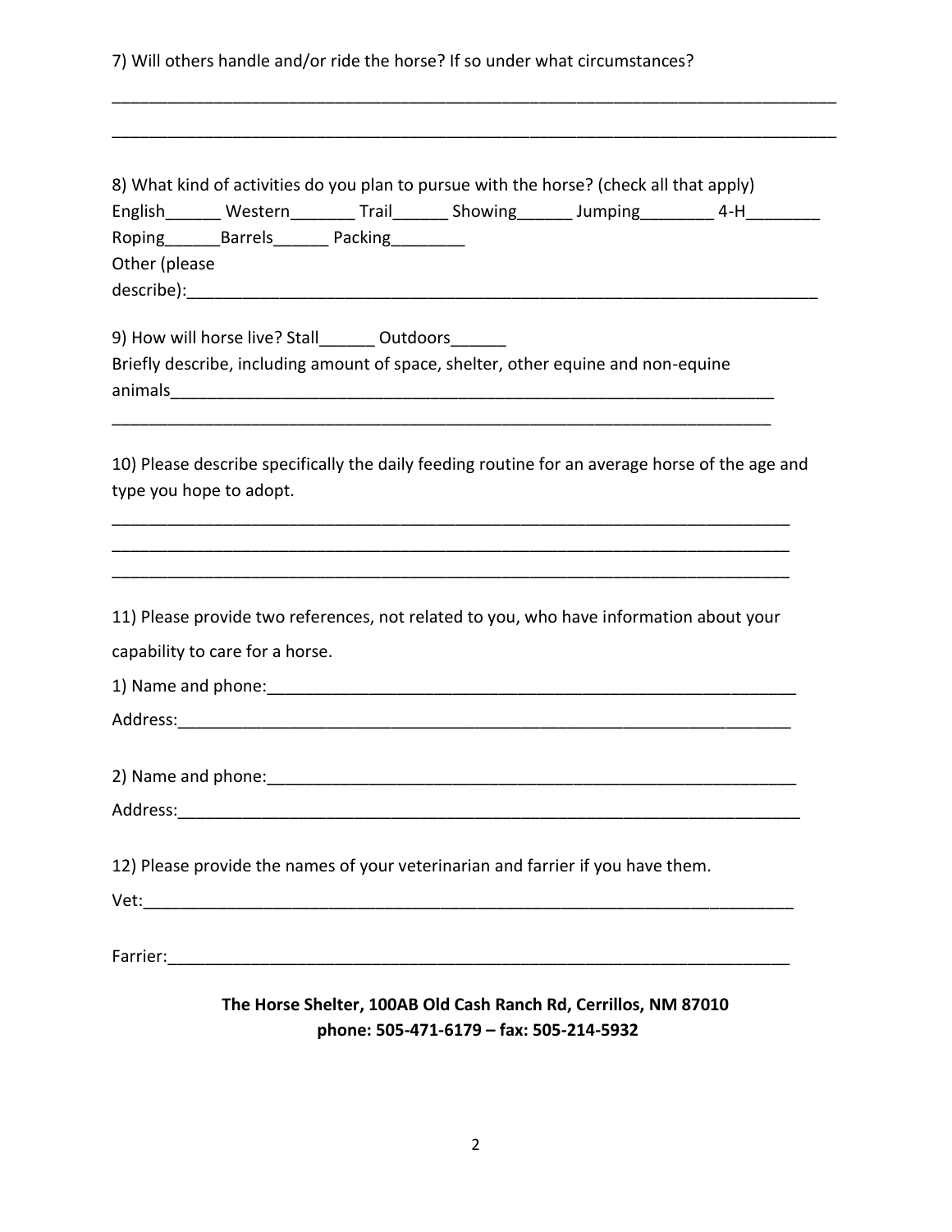7) Will others handle and/or ride the horse? If so under what circumstances?

_______________________________________________________________________________

_______________________________________________________________________________

8) What kind of activities do you plan to pursue with the horse? (check all that apply)
English______ Western_______ Trail______ Showing______ Jumping________ 4-H________
Roping______Barrels______ Packing________
Other (please describe):______________________________________________________________________

9) How will horse live? Stall______ Outdoors______
Briefly describe, including amount of space, shelter, other equine and non-equine animals_________________________________________________________________

_________________________________________________________________________

10) Please describe specifically the daily feeding routine for an average horse of the age and type you hope to adopt.

_________________________________________________________________________
_________________________________________________________________________
_________________________________________________________________________

11) Please provide two references, not related to you, who have information about your capability to care for a horse.

1) Name and phone:___________________________________________________________

Address:___________________________________________________________________

2) Name and phone:___________________________________________________________

Address:___________________________________________________________________

12) Please provide the names of your veterinarian and farrier if you have them.

Vet:_______________________________________________________________________

Farrier:____________________________________________________________________

**The Horse Shelter, 100AB Old Cash Ranch Rd, Cerrillos, NM 87010**
**phone: 505-471-6179 – fax: 505-214-5932**